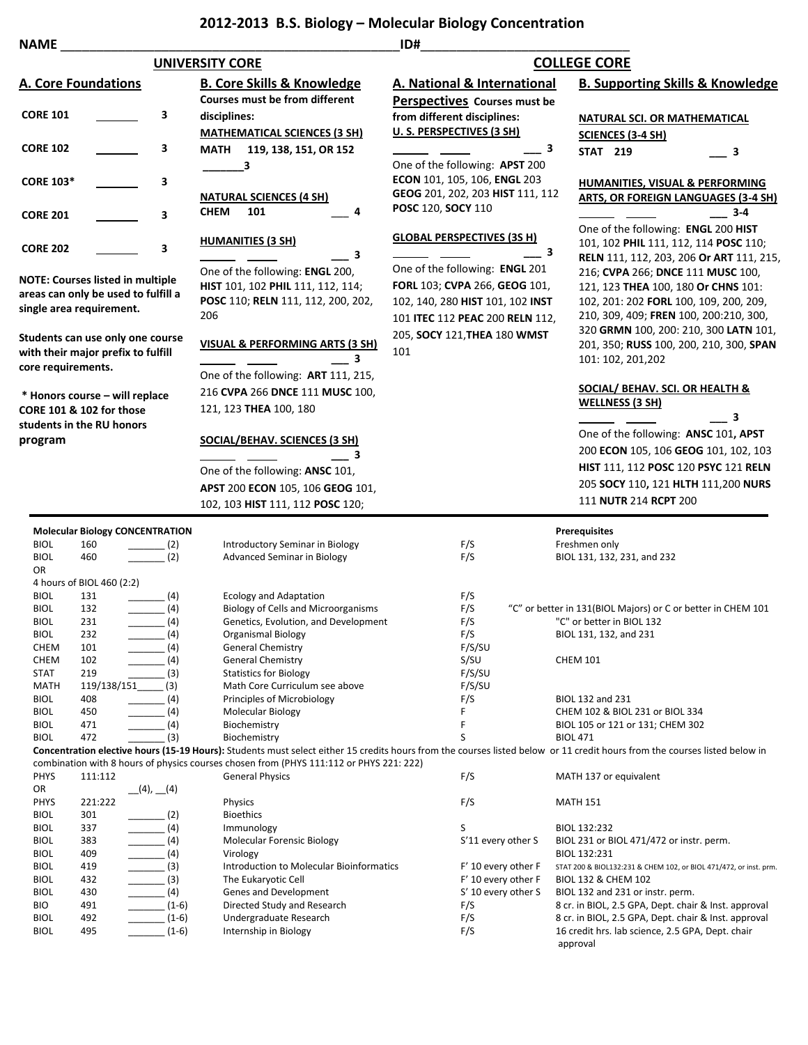# 2012-2013 B.S. Biology – Molecular Biology Concentration

NAME ______________________________________________ ID# ____________________________

## UNIVERSITY CORE

### A. Core Foundations

**CORE 101** _______ 3

**CORE 102** _______ 3

**CORE 103*** _______ 3

**CORE 201** _______ 3

**CORE 202** _______ 3

**NOTE: Courses listed in multiple areas can only be used to fulfill a single area requirement.**

**Students can use only one course with their major prefix to fulfill core requirements.**

**\* Honors course – will replace CORE 101 & 102 for those students in the RU honors program**

### B. Core Skills & Knowledge

**Courses must be from different disciplines:**

**MATHEMATICAL SCIENCES (3 SH)**

**MATH 119, 138, 151, OR 152**
_______**3**

**NATURAL SCIENCES (4 SH)**

**CHEM 101** ___ **4**

**HUMANITIES (3 SH)**

_____ _____ ___ **3**

One of the following: **ENGL** 200, **HIST** 101, 102 **PHIL** 111, 112, 114; **POSC** 110; **RELN** 111, 112, 200, 202, 206

**VISUAL & PERFORMING ARTS (3 SH)**

_____ _____ ___ **3**

One of the following: **ART** 111, 215, 216 **CVPA** 266 **DNCE** 111 **MUSC** 100, 121, 123 **THEA** 100, 180

**SOCIAL/BEHAV. SCIENCES (3 SH)**

_____ _____ ___ **3**

One of the following: **ANSC** 101, **APST** 200 **ECON** 105, 106 **GEOG** 101, 102, 103 **HIST** 111, 112 **POSC** 120;

## COLLEGE CORE

### A. National & International Perspectives

**Courses must be from different disciplines:**

**U. S. PERSPECTIVES (3 SH)**

_____ _____ ___ **3**

One of the following: **APST** 200 **ECON** 101, 105, 106, **ENGL** 203 **GEOG** 201, 202, 203 **HIST** 111, 112 **POSC** 120, **SOCY** 110

**GLOBAL PERSPECTIVES (3S H)**

_____ _____ ___ **3**

One of the following: **ENGL** 201 **FORL** 103; **CVPA** 266, **GEOG** 101, 102, 140, 280 **HIST** 101, 102 **INST** 101 **ITEC** 112 **PEAC** 200 **RELN** 112, 205, **SOCY** 121,**THEA** 180 **WMST** 101

### B. Supporting Skills & Knowledge

**NATURAL SCI. OR MATHEMATICAL SCIENCES (3-4 SH)**

**STAT 219** ___ **3**

**HUMANITIES, VISUAL & PERFORMING ARTS, OR FOREIGN LANGUAGES (3-4 SH)**

_____ _____ ___ **3-4**

One of the following: **ENGL** 200 **HIST** 101, 102 **PHIL** 111, 112, 114 **POSC** 110; **RELN** 111, 112, 203, 206 **Or ART** 111, 215, 216; **CVPA** 266; **DNCE** 111 **MUSC** 100, 121, 123 **THEA** 100, 180 **Or CHNS** 101: 102, 201: 202 **FORL** 100, 109, 200, 209, 210, 309, 409; **FREN** 100, 200:210, 300, 320 **GRMN** 100, 200: 210, 300 **LATN** 101, 201, 350; **RUSS** 100, 200, 210, 300, **SPAN** 101: 102, 201,202

**SOCIAL/ BEHAV. SCI. OR HEALTH & WELLNESS (3 SH)**

_____ _____ ___ **3**

One of the following: **ANSC** 101**, APST** 200 **ECON** 105, 106 **GEOG** 101, 102, 103 **HIST** 111, 112 **POSC** 120 **PSYC** 121 **RELN** 205 **SOCY** 110**,** 121 **HLTH** 111,200 **NURS** 111 **NUTR** 214 **RCPT** 200

---

| **Molecular Biology CONCENTRATION** | | | | | **Prerequisites** |
|---|---|---|---|---|---|
| BIOL | 160 | _______ (2) | Introductory Seminar in Biology | F/S | Freshmen only |
| BIOL | 460 | _______ (2) | Advanced Seminar in Biology | F/S | BIOL 131, 132, 231, and 232 |
| OR | | | | | |
| 4 hours of BIOL 460 (2:2) | | | | | |
| BIOL | 131 | _______ (4) | Ecology and Adaptation | F/S | |
| BIOL | 132 | _______ (4) | Biology of Cells and Microorganisms | F/S | "C" or better in 131(BIOL Majors) or C or better in CHEM 101 |
| BIOL | 231 | _______ (4) | Genetics, Evolution, and Development | F/S | "C" or better in BIOL 132 |
| BIOL | 232 | _______ (4) | Organismal Biology | F/S | BIOL 131, 132, and 231 |
| CHEM | 101 | _______ (4) | General Chemistry | F/S/SU | |
| CHEM | 102 | _______ (4) | General Chemistry | S/SU | CHEM 101 |
| STAT | 219 | _______ (3) | Statistics for Biology | F/S/SU | |
| MATH | 119/138/151 | _____ (3) | Math Core Curriculum see above | F/S/SU | |
| BIOL | 408 | _______ (4) | Principles of Microbiology | F/S | BIOL 132 and 231 |
| BIOL | 450 | _______ (4) | Molecular Biology | F | CHEM 102 & BIOL 231 or BIOL 334 |
| BIOL | 471 | _______ (4) | Biochemistry | F | BIOL 105 or 121 or 131; CHEM 302 |
| BIOL | 472 | _______ (3) | Biochemistry | S | BIOL 471 |

**Concentration elective hours (15-19 Hours):** Students must select either 15 credits hours from the courses listed below or 11 credit hours from the courses listed below in combination with 8 hours of physics courses chosen from (PHYS 111:112 or PHYS 221: 222)

| | | | | | |
|---|---|---|---|---|---|
| PHYS | 111:112 | | General Physics | F/S | MATH 137 or equivalent |
| OR | | __(4), __(4) | | | |
| PHYS | 221:222 | | Physics | F/S | MATH 151 |
| BIOL | 301 | _______ (2) | Bioethics | | |
| BIOL | 337 | _______ (4) | Immunology | S | BIOL 132:232 |
| BIOL | 383 | _______ (4) | Molecular Forensic Biology | S'11 every other S | BIOL 231 or BIOL 471/472 or instr. perm. |
| BIOL | 409 | _______ (4) | Virology | | BIOL 132:231 |
| BIOL | 419 | _______ (3) | Introduction to Molecular Bioinformatics | F' 10 every other F | STAT 200 & BIOL132:231 & CHEM 102, or BIOL 471/472, or inst. prm. |
| BIOL | 432 | _______ (3) | The Eukaryotic Cell | F' 10 every other F | BIOL 132 & CHEM 102 |
| BIOL | 430 | _______ (4) | Genes and Development | S' 10 every other S | BIOL 132 and 231 or instr. perm. |
| BIO | 491 | _______ (1-6) | Directed Study and Research | F/S | 8 cr. in BIOL, 2.5 GPA, Dept. chair & Inst. approval |
| BIOL | 492 | _______ (1-6) | Undergraduate Research | F/S | 8 cr. in BIOL, 2.5 GPA, Dept. chair & Inst. approval |
| BIOL | 495 | _______ (1-6) | Internship in Biology | F/S | 16 credit hrs. lab science, 2.5 GPA, Dept. chair approval |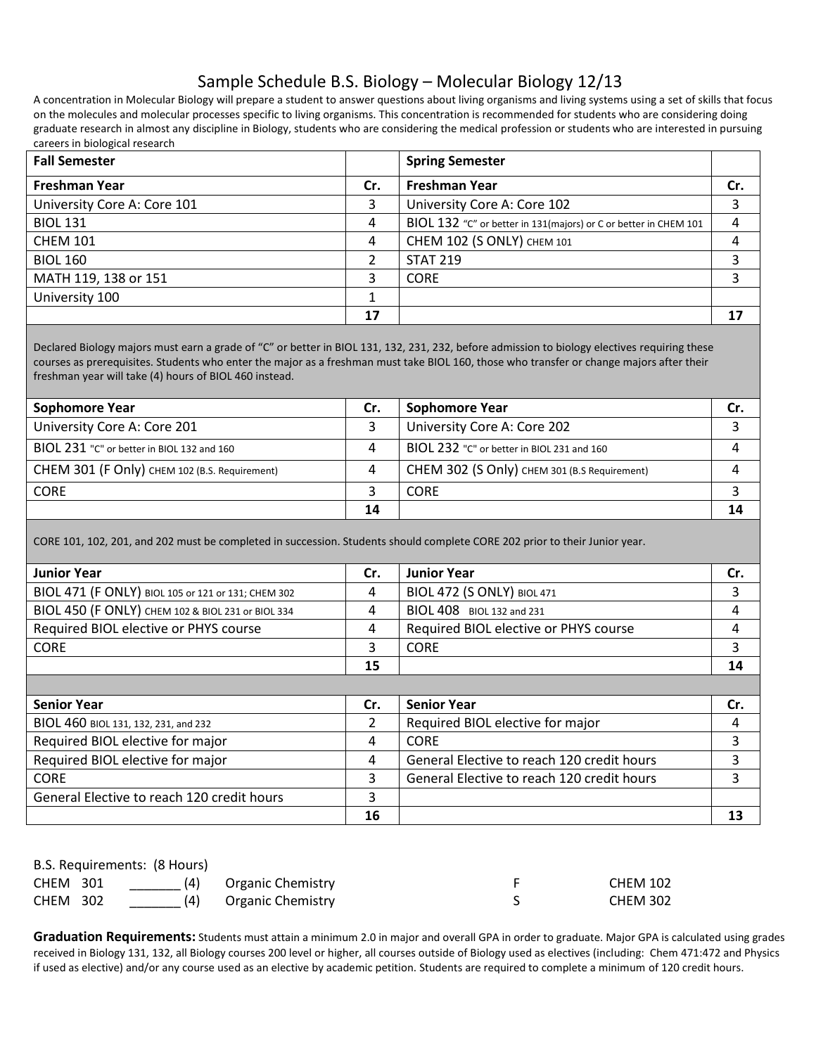# Sample Schedule B.S. Biology – Molecular Biology 12/13

A concentration in Molecular Biology will prepare a student to answer questions about living organisms and living systems using a set of skills that focus on the molecules and molecular processes specific to living organisms. This concentration is recommended for students who are considering doing graduate research in almost any discipline in Biology, students who are considering the medical profession or students who are interested in pursuing careers in biological research

| **Fall Semester** | | **Spring Semester** | |
|---|---|---|---|
| **Freshman Year** | **Cr.** | **Freshman Year** | **Cr.** |
| University Core A: Core 101 | 3 | University Core A: Core 102 | 3 |
| BIOL 131 | 4 | BIOL 132 "C" or better in 131(majors) or C or better in CHEM 101 | 4 |
| CHEM 101 | 4 | CHEM 102 (S ONLY) CHEM 101 | 4 |
| BIOL 160 | 2 | STAT 219 | 3 |
| MATH 119, 138 or 151 | 3 | CORE | 3 |
| University 100 | 1 | | |
| | **17** | | **17** |
| Declared Biology majors must earn a grade of "C" or better in BIOL 131, 132, 231, 232, before admission to biology electives requiring these courses as prerequisites. Students who enter the major as a freshman must take BIOL 160, those who transfer or change majors after their freshman year will take (4) hours of BIOL 460 instead. | | | |
| **Sophomore Year** | **Cr.** | **Sophomore Year** | **Cr.** |
| University Core A: Core 201 | 3 | University Core A: Core 202 | 3 |
| BIOL 231 "C" or better in BIOL 132 and 160 | 4 | BIOL 232 "C" or better in BIOL 231 and 160 | 4 |
| CHEM 301 (F Only) CHEM 102 (B.S. Requirement) | 4 | CHEM 302 (S Only) CHEM 301 (B.S Requirement) | 4 |
| CORE | 3 | CORE | 3 |
| | **14** | | **14** |
| CORE 101, 102, 201, and 202 must be completed in succession. Students should complete CORE 202 prior to their Junior year. | | | |
| **Junior Year** | **Cr.** | **Junior Year** | **Cr.** |
| BIOL 471 (F ONLY) BIOL 105 or 121 or 131; CHEM 302 | 4 | BIOL 472 (S ONLY) BIOL 471 | 3 |
| BIOL 450 (F ONLY) CHEM 102 & BIOL 231 or BIOL 334 | 4 | BIOL 408 BIOL 132 and 231 | 4 |
| Required BIOL elective or PHYS course | 4 | Required BIOL elective or PHYS course | 4 |
| CORE | 3 | CORE | 3 |
| | **15** | | **14** |
| | | | |
| **Senior Year** | **Cr.** | **Senior Year** | **Cr.** |
| BIOL 460 BIOL 131, 132, 231, and 232 | 2 | Required BIOL elective for major | 4 |
| Required BIOL elective for major | 4 | CORE | 3 |
| Required BIOL elective for major | 4 | General Elective to reach 120 credit hours | 3 |
| CORE | 3 | General Elective to reach 120 credit hours | 3 |
| General Elective to reach 120 credit hours | 3 | | |
| | **16** | | **13** |

B.S. Requirements: (8 Hours)

| | | | | | |
|---|---|---|---|---|---|
| CHEM 301 | _______ | (4) | Organic Chemistry | F | CHEM 102 |
| CHEM 302 | _______ | (4) | Organic Chemistry | S | CHEM 302 |

**Graduation Requirements:** Students must attain a minimum 2.0 in major and overall GPA in order to graduate. Major GPA is calculated using grades received in Biology 131, 132, all Biology courses 200 level or higher, all courses outside of Biology used as electives (including: Chem 471:472 and Physics if used as elective) and/or any course used as an elective by academic petition. Students are required to complete a minimum of 120 credit hours.